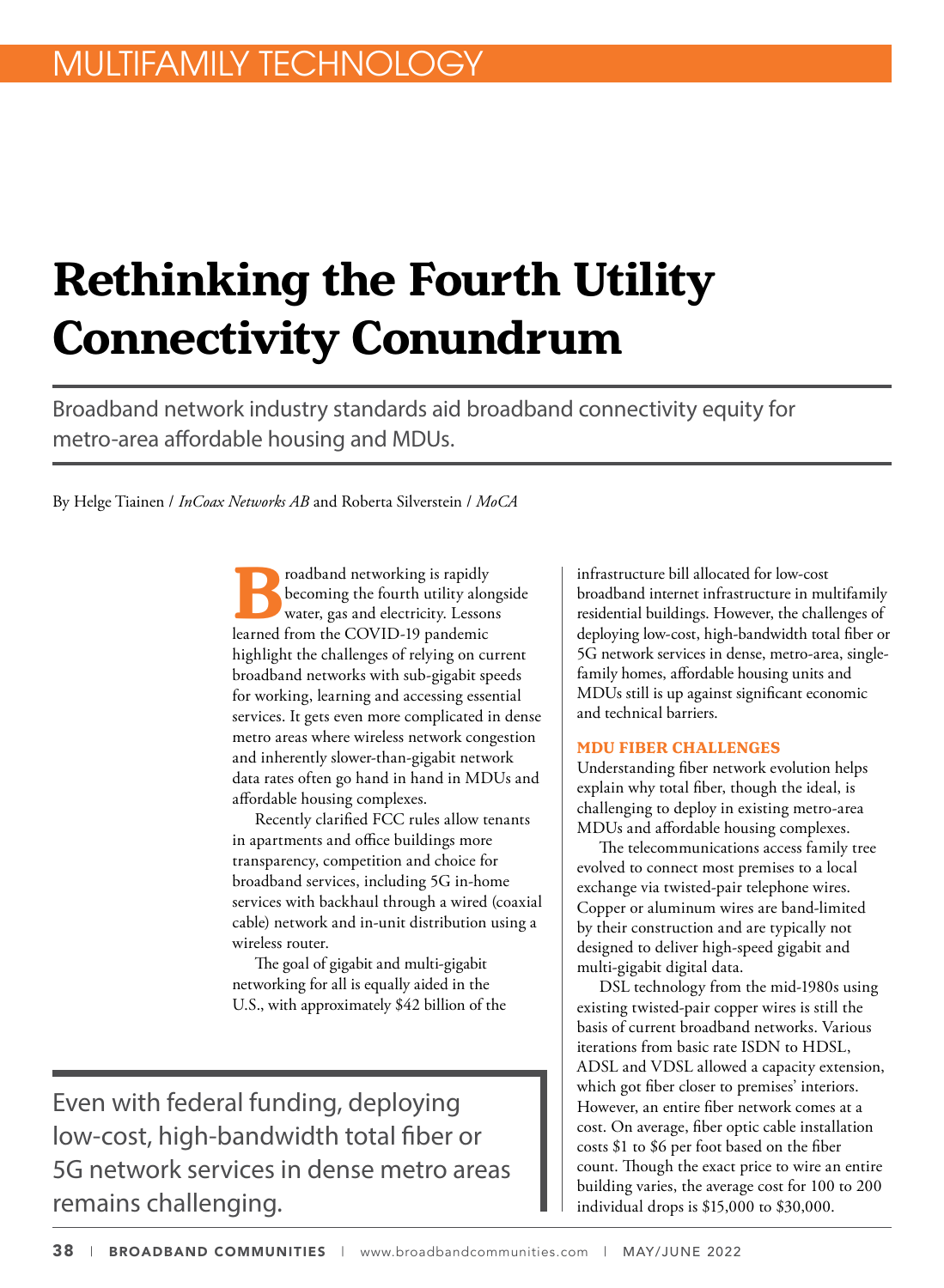MULTIFAMILY TECHNOLOGY

# Rethinking the Fourth Utility Connectivity Conundrum

Broadband network industry standards aid broadband connectivity equity for metro-area affordable housing and MDUs.

By Helge Tiainen / *InCoax Networks AB* and Roberta Silverstein / *MoCA*

Broadband networking is rapidly becoming the fourth utility alongside water, gas and electricity. Lessons learned from the COVID-19 pandemic highlight the challenges of relying on current broadband networks with sub-gigabit speeds for working, learning and accessing essential services. It gets even more complicated in dense metro areas where wireless network congestion and inherently slower-than-gigabit network data rates often go hand in hand in MDUs and affordable housing complexes.

Recently clarified FCC rules allow tenants in apartments and office buildings more transparency, competition and choice for broadband services, including 5G in-home services with backhaul through a wired (coaxial cable) network and in-unit distribution using a wireless router.

The goal of gigabit and multi-gigabit networking for all is equally aided in the U.S., with approximately $42 billion of the infrastructure bill allocated for low-cost broadband internet infrastructure in multifamily residential buildings. However, the challenges of deploying low-cost, high-bandwidth total fiber or 5G network services in dense, metro-area, single-family homes, affordable housing units and MDUs still is up against significant economic and technical barriers.

> Even with federal funding, deploying low-cost, high-bandwidth total fiber or 5G network services in dense metro areas remains challenging.

## MDU FIBER CHALLENGES

Understanding fiber network evolution helps explain why total fiber, though the ideal, is challenging to deploy in existing metro-area MDUs and affordable housing complexes.

The telecommunications access family tree evolved to connect most premises to a local exchange via twisted-pair telephone wires. Copper or aluminum wires are band-limited by their construction and are typically not designed to deliver high-speed gigabit and multi-gigabit digital data.

DSL technology from the mid-1980s using existing twisted-pair copper wires is still the basis of current broadband networks. Various iterations from basic rate ISDN to HDSL, ADSL and VDSL allowed a capacity extension, which got fiber closer to premises' interiors. However, an entire fiber network comes at a cost. On average, fiber optic cable installation costs $1 to $6 per foot based on the fiber count. Though the exact price to wire an entire building varies, the average cost for 100 to 200 individual drops is $15,000 to $30,000.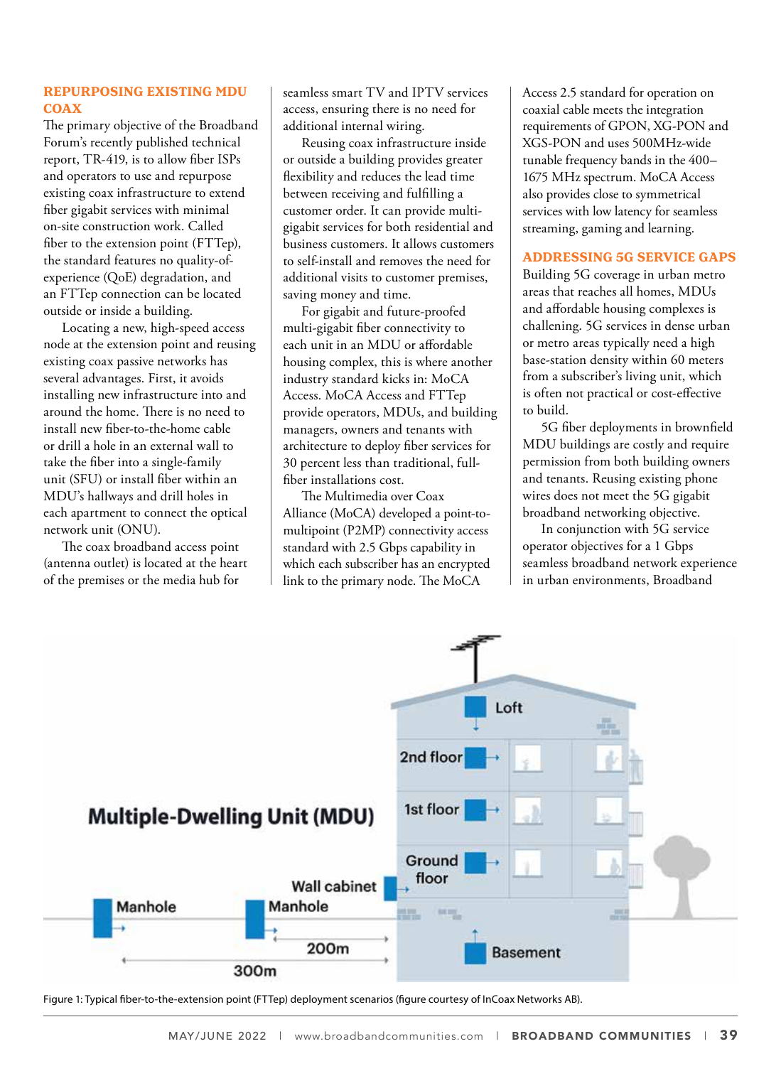### REPURPOSING EXISTING MDU COAX

The primary objective of the Broadband Forum's recently published technical report, TR-419, is to allow fiber ISPs and operators to use and repurpose existing coax infrastructure to extend fiber gigabit services with minimal on-site construction work. Called fiber to the extension point (FTTep), the standard features no quality-of-experience (QoE) degradation, and an FTTep connection can be located outside or inside a building.

Locating a new, high-speed access node at the extension point and reusing existing coax passive networks has several advantages. First, it avoids installing new infrastructure into and around the home. There is no need to install new fiber-to-the-home cable or drill a hole in an external wall to take the fiber into a single-family unit (SFU) or install fiber within an MDU's hallways and drill holes in each apartment to connect the optical network unit (ONU).

The coax broadband access point (antenna outlet) is located at the heart of the premises or the media hub for seamless smart TV and IPTV services access, ensuring there is no need for additional internal wiring.

Reusing coax infrastructure inside or outside a building provides greater flexibility and reduces the lead time between receiving and fulfilling a customer order. It can provide multi-gigabit services for both residential and business customers. It allows customers to self-install and removes the need for additional visits to customer premises, saving money and time.

For gigabit and future-proofed multi-gigabit fiber connectivity to each unit in an MDU or affordable housing complex, this is where another industry standard kicks in: MoCA Access. MoCA Access and FTTep provide operators, MDUs, and building managers, owners and tenants with architecture to deploy fiber services for 30 percent less than traditional, full-fiber installations cost.

The Multimedia over Coax Alliance (MoCA) developed a point-to-multipoint (P2MP) connectivity access standard with 2.5 Gbps capability in which each subscriber has an encrypted link to the primary node. The MoCA Access 2.5 standard for operation on coaxial cable meets the integration requirements of GPON, XG-PON and XGS-PON and uses 500MHz-wide tunable frequency bands in the 400–1675 MHz spectrum. MoCA Access also provides close to symmetrical services with low latency for seamless streaming, gaming and learning.

### ADDRESSING 5G SERVICE GAPS

Building 5G coverage in urban metro areas that reaches all homes, MDUs and affordable housing complexes is challenging. 5G services in dense urban or metro areas typically need a high base-station density within 60 meters from a subscriber's living unit, which is often not practical or cost-effective to build.

5G fiber deployments in brownfield MDU buildings are costly and require permission from both building owners and tenants. Reusing existing phone wires does not meet the 5G gigabit broadband networking objective.

In conjunction with 5G service operator objectives for a 1 Gbps seamless broadband network experience in urban environments, Broadband

Figure 1: Typical fiber-to-the-extension point (FTTep) deployment scenarios (figure courtesy of InCoax Networks AB).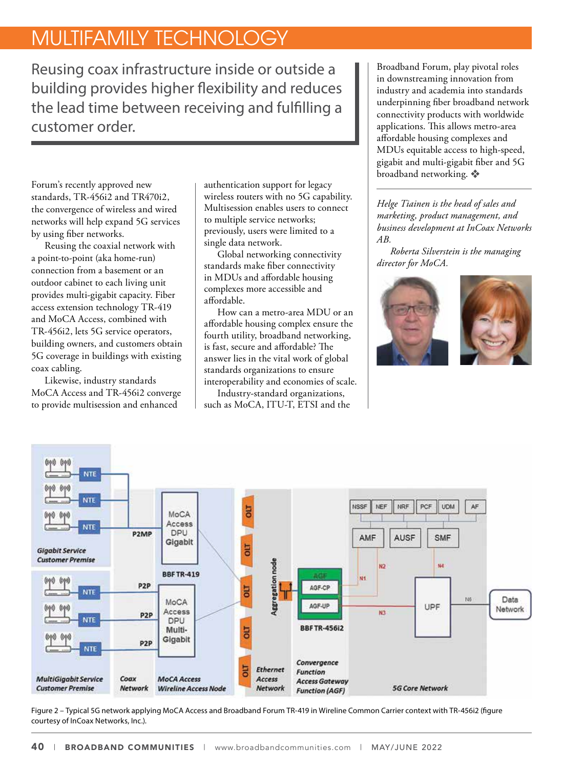Reusing coax infrastructure inside or outside a building provides higher flexibility and reduces the lead time between receiving and fulfilling a customer order.

Forum's recently approved new standards, TR-456i2 and TR470i2, the convergence of wireless and wired networks will help expand 5G services by using fiber networks.

Reusing the coaxial network with a point-to-point (aka home-run) connection from a basement or an outdoor cabinet to each living unit provides multi-gigabit capacity. Fiber access extension technology TR-419 and MoCA Access, combined with TR-456i2, lets 5G service operators, building owners, and customers obtain 5G coverage in buildings with existing coax cabling.

Likewise, industry standards MoCA Access and TR-456i2 converge to provide multisession and enhanced authentication support for legacy wireless routers with no 5G capability. Multisession enables users to connect to multiple service networks; previously, users were limited to a single data network.

Global networking connectivity standards make fiber connectivity in MDUs and affordable housing complexes more accessible and affordable.

How can a metro-area MDU or an affordable housing complex ensure the fourth utility, broadband networking, is fast, secure and affordable? The answer lies in the vital work of global standards organizations to ensure interoperability and economies of scale.

Industry-standard organizations, such as MoCA, ITU-T, ETSI and the Broadband Forum, play pivotal roles in downstreaming innovation from industry and academia into standards underpinning fiber broadband network connectivity products with worldwide applications. This allows metro-area affordable housing complexes and MDUs equitable access to high-speed, gigabit and multi-gigabit fiber and 5G broadband networking. ❖

*Helge Tiainen is the head of sales and marketing, product management, and business development at InCoax Networks AB.*

*Roberta Silverstein is the managing director for MoCA.*

Figure 2 – Typical 5G network applying MoCA Access and Broadband Forum TR-419 in Wireline Common Carrier context with TR-456i2 (figure courtesy of InCoax Networks, Inc.).